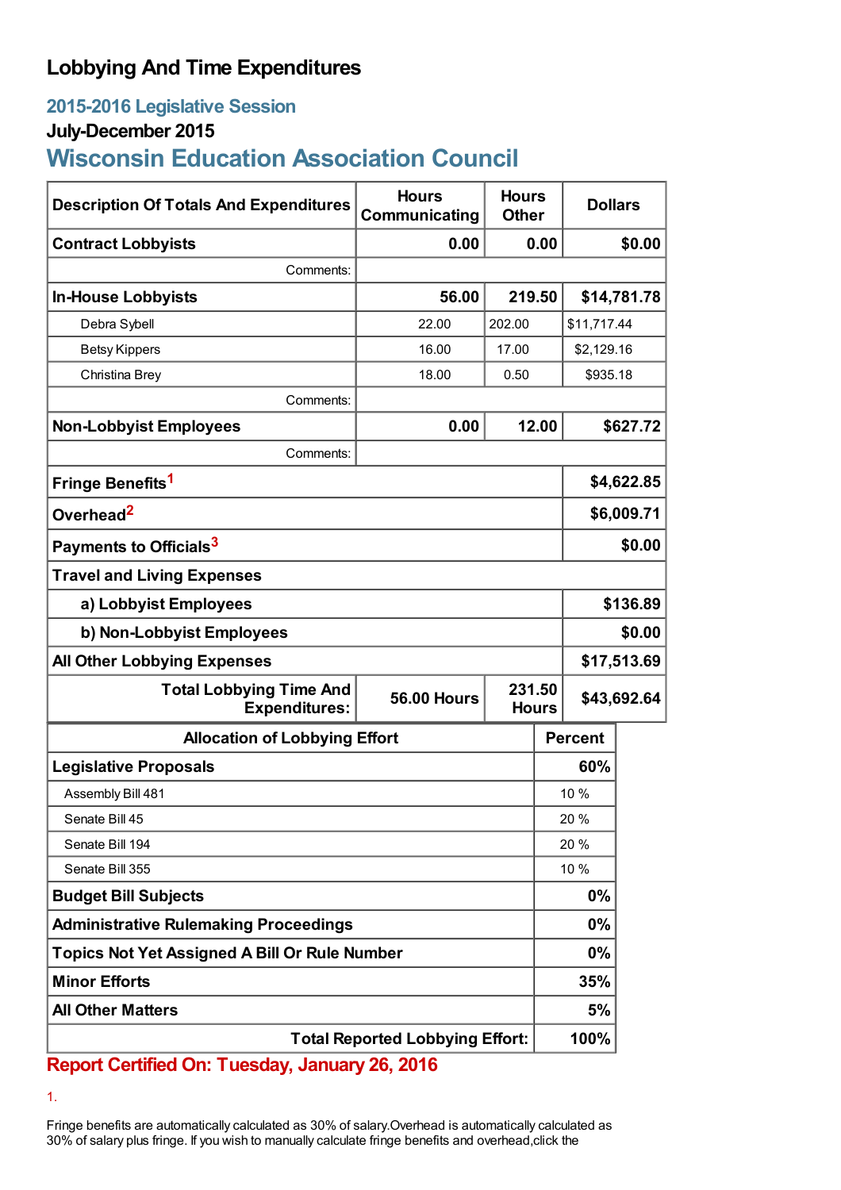# Lobbying And Time Expenditures

## 2015-2016 Legislative Session

### July-December 2015

## Wisconsin Education Association Council

| Description Of Totals And Expenditures | Hours Communicating | Hours Other | Dollars |
|---|---|---|---|
| **Contract Lobbyists** | **0.00** | **0.00** | **$0.00** |
| Comments: | | | |
| **In-House Lobbyists** | **56.00** | **219.50** | **$14,781.78** |
| Debra Sybell | 22.00 | 202.00 | $11,717.44 |
| Betsy Kippers | 16.00 | 17.00 | $2,129.16 |
| Christina Brey | 18.00 | 0.50 | $935.18 |
| Comments: | | | |
| **Non-Lobbyist Employees** | **0.00** | **12.00** | **$627.72** |
| Comments: | | | |
| **Fringe Benefits**[1] | | | **$4,622.85** |
| **Overhead**[2] | | | **$6,009.71** |
| **Payments to Officials**[3] | | | **$0.00** |
| **Travel and Living Expenses** | | | |
| **a) Lobbyist Employees** | | | **$136.89** |
| **b) Non-Lobbyist Employees** | | | **$0.00** |
| **All Other Lobbying Expenses** | | | **$17,513.69** |
| **Total Lobbying Time And Expenditures:** | **56.00 Hours** | **231.50 Hours** | **$43,692.64** |

| Allocation of Lobbying Effort | Percent |
|---|---|
| **Legislative Proposals** | **60%** |
| Assembly Bill 481 | 10 % |
| Senate Bill 45 | 20 % |
| Senate Bill 194 | 20 % |
| Senate Bill 355 | 10 % |
| **Budget Bill Subjects** | **0%** |
| **Administrative Rulemaking Proceedings** | **0%** |
| **Topics Not Yet Assigned A Bill Or Rule Number** | **0%** |
| **Minor Efforts** | **35%** |
| **All Other Matters** | **5%** |
| **Total Reported Lobbying Effort:** | **100%** |

**Report Certified On: Tuesday, January 26, 2016**

1.

Fringe benefits are automatically calculated as 30% of salary.Overhead is automatically calculated as 30% of salary plus fringe. If you wish to manually calculate fringe benefits and overhead,click the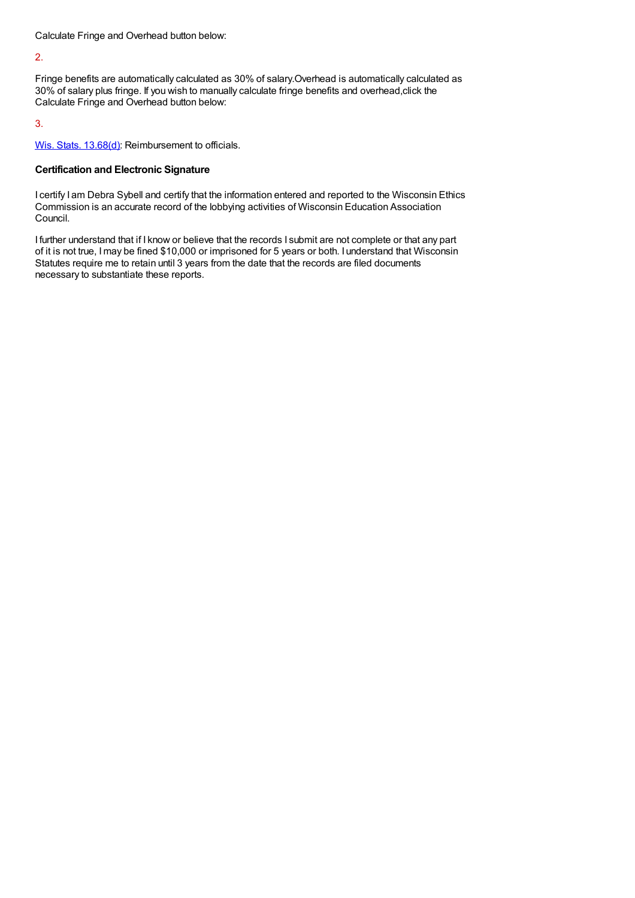Calculate Fringe and Overhead button below:

2.

Fringe benefits are automatically calculated as 30% of salary.Overhead is automatically calculated as 30% of salary plus fringe. If you wish to manually calculate fringe benefits and overhead,click the Calculate Fringe and Overhead button below:

3.

Wis. Stats. 13.68(d): Reimbursement to officials.

**Certification and Electronic Signature**

I certify I am Debra Sybell and certify that the information entered and reported to the Wisconsin Ethics Commission is an accurate record of the lobbying activities of Wisconsin Education Association Council.

I further understand that if I know or believe that the records I submit are not complete or that any part of it is not true, I may be fined $10,000 or imprisoned for 5 years or both. I understand that Wisconsin Statutes require me to retain until 3 years from the date that the records are filed documents necessary to substantiate these reports.